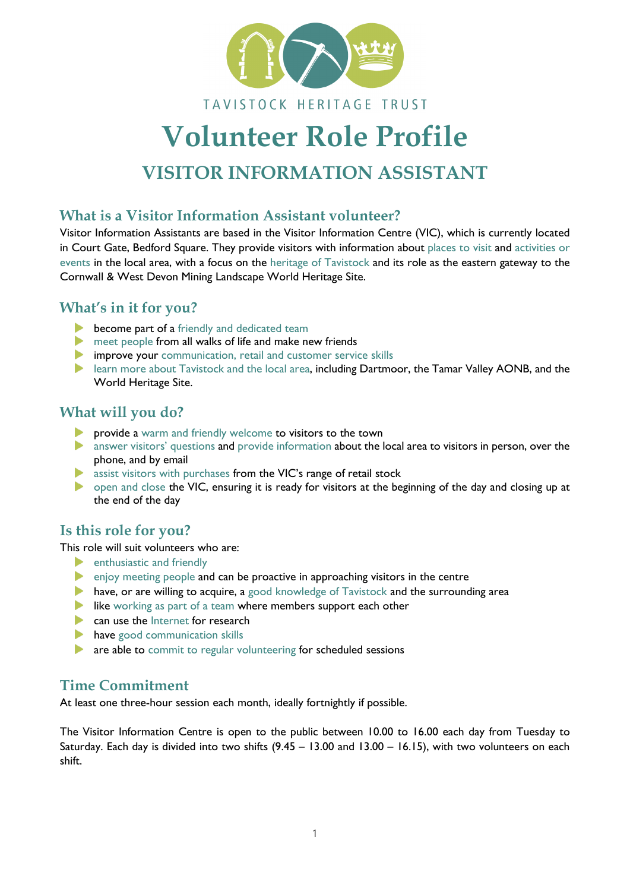TAVISTOCK HERITAGE TRUST

# Volunteer Role Profile

## VISITOR INFORMATION ASSISTANT

### What is a Visitor Information Assistant volunteer?

Visitor Information Assistants are based in the Visitor Information Centre (VIC), which is currently located in Court Gate, Bedford Square. They provide visitors with information about places to visit and activities or events in the local area, with a focus on the heritage of Tavistock and its role as the eastern gateway to the Cornwall & West Devon Mining Landscape World Heritage Site.

### What's in it for you?

- become part of a friendly and dedicated team
- meet people from all walks of life and make new friends
- improve your communication, retail and customer service skills
- learn more about Tavistock and the local area, including Dartmoor, the Tamar Valley AONB, and the World Heritage Site.

### What will you do?

- provide a warm and friendly welcome to visitors to the town
- answer visitors' questions and provide information about the local area to visitors in person, over the phone, and by email
- assist visitors with purchases from the VIC's range of retail stock
- open and close the VIC, ensuring it is ready for visitors at the beginning of the day and closing up at the end of the day

### Is this role for you?

This role will suit volunteers who are:

- enthusiastic and friendly
- enjoy meeting people and can be proactive in approaching visitors in the centre
- have, or are willing to acquire, a good knowledge of Tavistock and the surrounding area
- like working as part of a team where members support each other
- can use the Internet for research
- have good communication skills
- are able to commit to regular volunteering for scheduled sessions

### Time Commitment

At least one three-hour session each month, ideally fortnightly if possible.

The Visitor Information Centre is open to the public between 10.00 to 16.00 each day from Tuesday to Saturday. Each day is divided into two shifts (9.45 – 13.00 and 13.00 – 16.15), with two volunteers on each shift.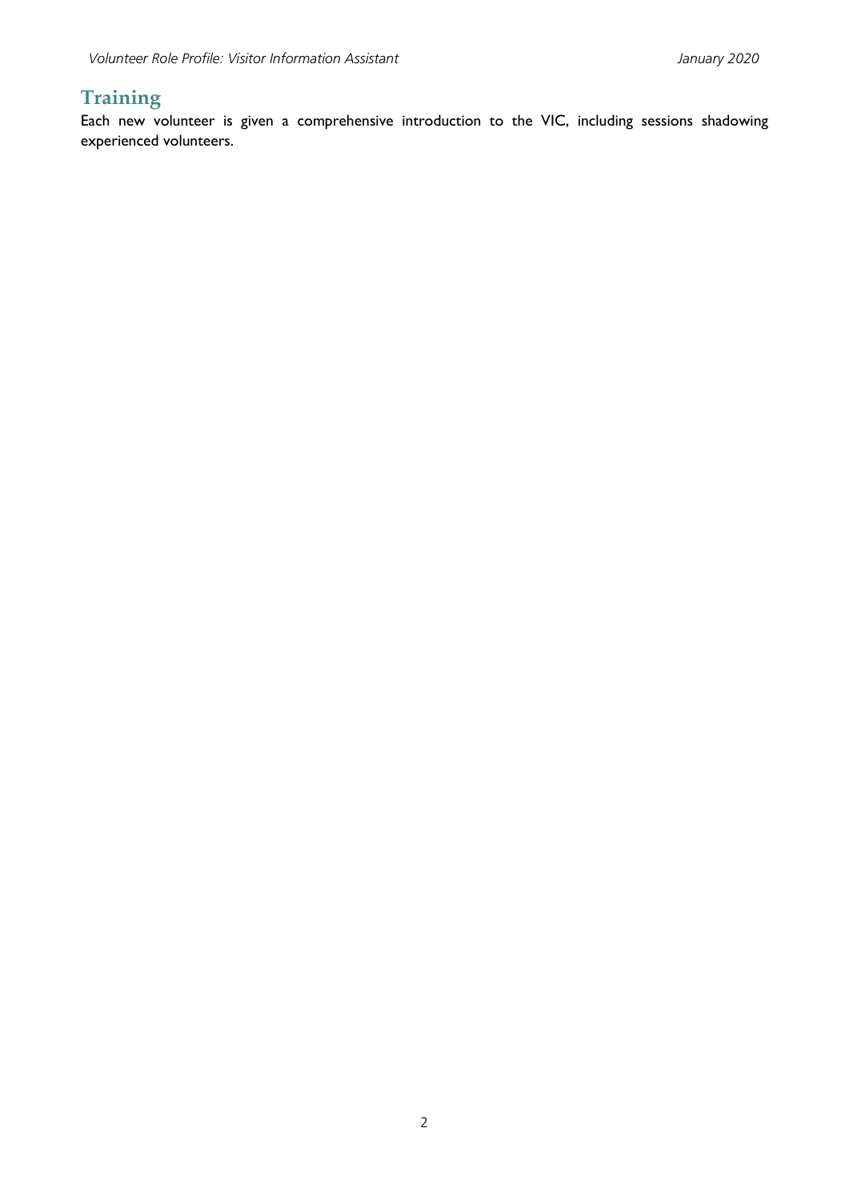## Training

Each new volunteer is given a comprehensive introduction to the VIC, including sessions shadowing experienced volunteers.